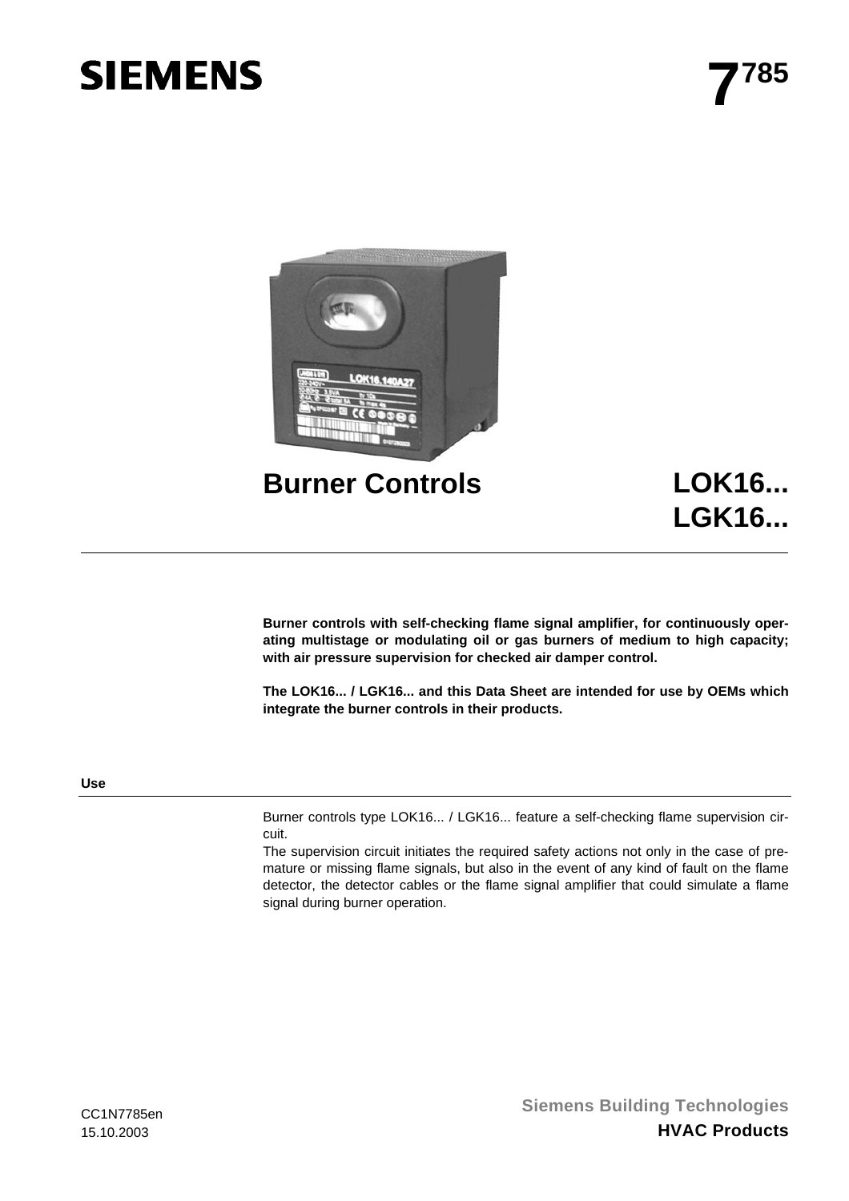SIEMENS

7[785]

# Burner Controls

# LOK16...
# LGK16...

**Burner controls with self-checking flame signal amplifier, for continuously operating multistage or modulating oil or gas burners of medium to high capacity; with air pressure supervision for checked air damper control.**

**The LOK16... / LGK16... and this Data Sheet are intended for use by OEMs which integrate the burner controls in their products.**

## Use

Burner controls type LOK16... / LGK16... feature a self-checking flame supervision circuit.

The supervision circuit initiates the required safety actions not only in the case of premature or missing flame signals, but also in the event of any kind of fault on the flame detector, the detector cables or the flame signal amplifier that could simulate a flame signal during burner operation.

CC1N7785en
15.10.2003

**Siemens Building Technologies**
**HVAC Products**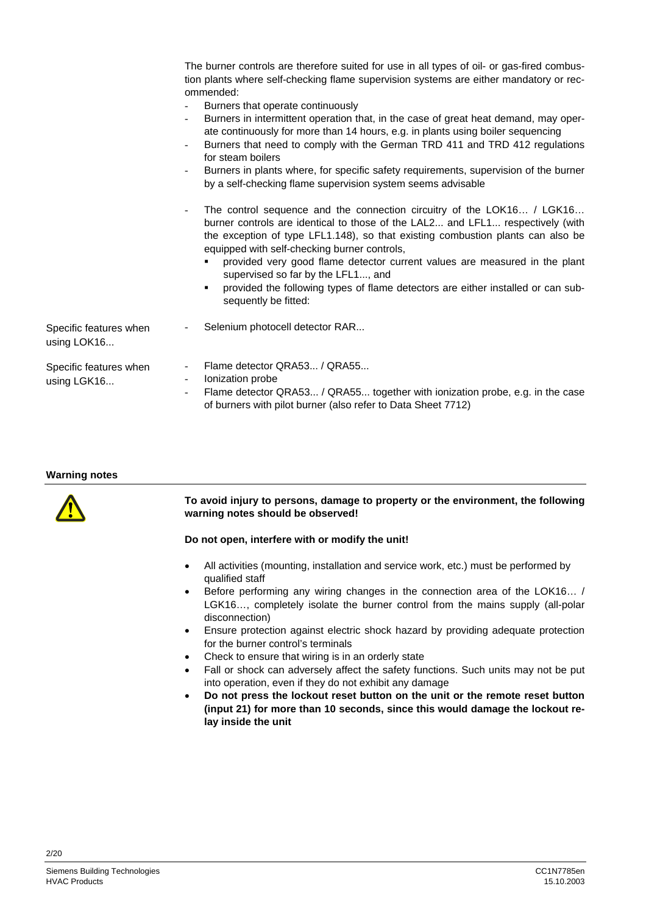The burner controls are therefore suited for use in all types of oil- or gas-fired combustion plants where self-checking flame supervision systems are either mandatory or recommended:

- Burners that operate continuously
- Burners in intermittent operation that, in the case of great heat demand, may operate continuously for more than 14 hours, e.g. in plants using boiler sequencing
- Burners that need to comply with the German TRD 411 and TRD 412 regulations for steam boilers
- Burners in plants where, for specific safety requirements, supervision of the burner by a self-checking flame supervision system seems advisable

- The control sequence and the connection circuitry of the LOK16… / LGK16… burner controls are identical to those of the LAL2... and LFL1... respectively (with the exception of type LFL1.148), so that existing combustion plants can also be equipped with self-checking burner controls,
  - provided very good flame detector current values are measured in the plant supervised so far by the LFL1..., and
  - provided the following types of flame detectors are either installed or can subsequently be fitted:

Specific features when using LOK16...

- Selenium photocell detector RAR...

Specific features when using LGK16...

- Flame detector QRA53... / QRA55...
- Ionization probe
- Flame detector QRA53... / QRA55... together with ionization probe, e.g. in the case of burners with pilot burner (also refer to Data Sheet 7712)

## Warning notes

**To avoid injury to persons, damage to property or the environment, the following warning notes should be observed!**

**Do not open, interfere with or modify the unit!**

- All activities (mounting, installation and service work, etc.) must be performed by qualified staff
- Before performing any wiring changes in the connection area of the LOK16… / LGK16…, completely isolate the burner control from the mains supply (all-polar disconnection)
- Ensure protection against electric shock hazard by providing adequate protection for the burner control's terminals
- Check to ensure that wiring is in an orderly state
- Fall or shock can adversely affect the safety functions. Such units may not be put into operation, even if they do not exhibit any damage
- **Do not press the lockout reset button on the unit or the remote reset button (input 21) for more than 10 seconds, since this would damage the lockout relay inside the unit**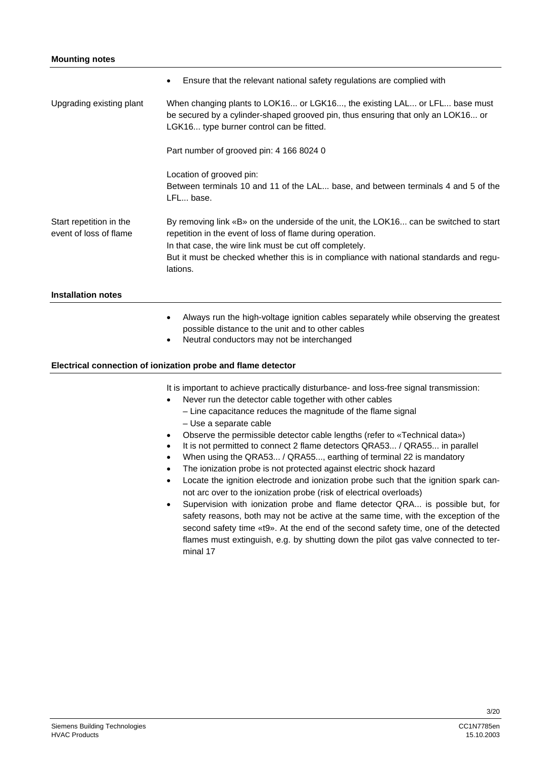## Mounting notes

- Ensure that the relevant national safety regulations are complied with

**Upgrading existing plant**

When changing plants to LOK16... or LGK16..., the existing LAL... or LFL... base must be secured by a cylinder-shaped grooved pin, thus ensuring that only an LOK16... or LGK16... type burner control can be fitted.

Part number of grooved pin: 4 166 8024 0

Location of grooved pin:
Between terminals 10 and 11 of the LAL... base, and between terminals 4 and 5 of the LFL... base.

**Start repetition in the event of loss of flame**

By removing link «B» on the underside of the unit, the LOK16... can be switched to start repetition in the event of loss of flame during operation.
In that case, the wire link must be cut off completely.
But it must be checked whether this is in compliance with national standards and regulations.

## Installation notes

- Always run the high-voltage ignition cables separately while observing the greatest possible distance to the unit and to other cables
- Neutral conductors may not be interchanged

## Electrical connection of ionization probe and flame detector

It is important to achieve practically disturbance- and loss-free signal transmission:

- Never run the detector cable together with other cables
  - Line capacitance reduces the magnitude of the flame signal
  - Use a separate cable
- Observe the permissible detector cable lengths (refer to «Technical data»)
- It is not permitted to connect 2 flame detectors QRA53... / QRA55... in parallel
- When using the QRA53... / QRA55..., earthing of terminal 22 is mandatory
- The ionization probe is not protected against electric shock hazard
- Locate the ignition electrode and ionization probe such that the ignition spark cannot arc over to the ionization probe (risk of electrical overloads)
- Supervision with ionization probe and flame detector QRA... is possible but, for safety reasons, both may not be active at the same time, with the exception of the second safety time «t9». At the end of the second safety time, one of the detected flames must extinguish, e.g. by shutting down the pilot gas valve connected to terminal 17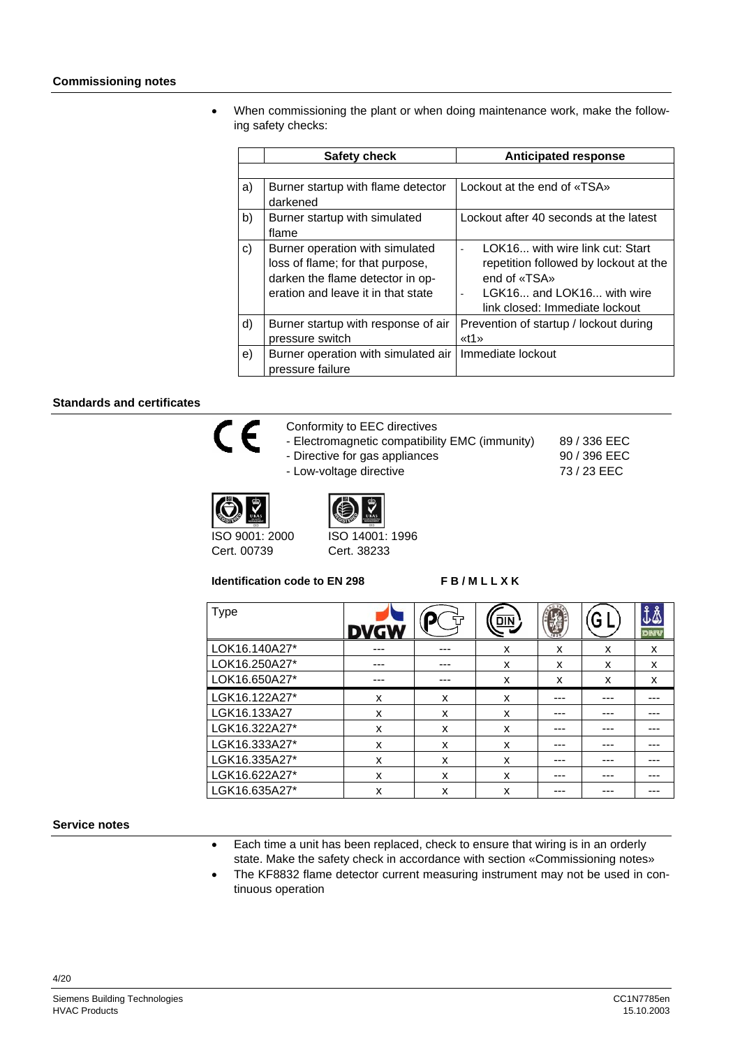## Commissioning notes

- When commissioning the plant or when doing maintenance work, make the following safety checks:

| | Safety check | Anticipated response |
|---|---|---|
| a) | Burner startup with flame detector darkened | Lockout at the end of «TSA» |
| b) | Burner startup with simulated flame | Lockout after 40 seconds at the latest |
| c) | Burner operation with simulated loss of flame; for that purpose, darken the flame detector in operation and leave it in that state | - LOK16... with wire link cut: Start repetition followed by lockout at the end of «TSA»<br>- LGK16... and LOK16... with wire link closed: Immediate lockout |
| d) | Burner startup with response of air pressure switch | Prevention of startup / lockout during «t1» |
| e) | Burner operation with simulated air pressure failure | Immediate lockout |

## Standards and certificates

CE

Conformity to EEC directives

- Electromagnetic compatibility EMC (immunity) 89 / 336 EEC
- Directive for gas appliances 90 / 396 EEC
- Low-voltage directive 73 / 23 EEC

ISO 9001: 2000
Cert. 00739

ISO 14001: 1996
Cert. 38233

**Identification code to EN 298** **F B / M L L X K**

| Type | DVGW | PCT | DIN | Lloyd's | GL | DNV |
|---|---|---|---|---|---|---|
| LOK16.140A27* | --- | --- | x | x | x | x |
| LOK16.250A27* | --- | --- | x | x | x | x |
| LOK16.650A27* | --- | --- | x | x | x | x |
| LGK16.122A27* | x | x | x | --- | --- | --- |
| LGK16.133A27 | x | x | x | --- | --- | --- |
| LGK16.322A27* | x | x | x | --- | --- | --- |
| LGK16.333A27* | x | x | x | --- | --- | --- |
| LGK16.335A27* | x | x | x | --- | --- | --- |
| LGK16.622A27* | x | x | x | --- | --- | --- |
| LGK16.635A27* | x | x | x | --- | --- | --- |

## Service notes

- Each time a unit has been replaced, check to ensure that wiring is in an orderly state. Make the safety check in accordance with section «Commissioning notes»
- The KF8832 flame detector current measuring instrument may not be used in continuous operation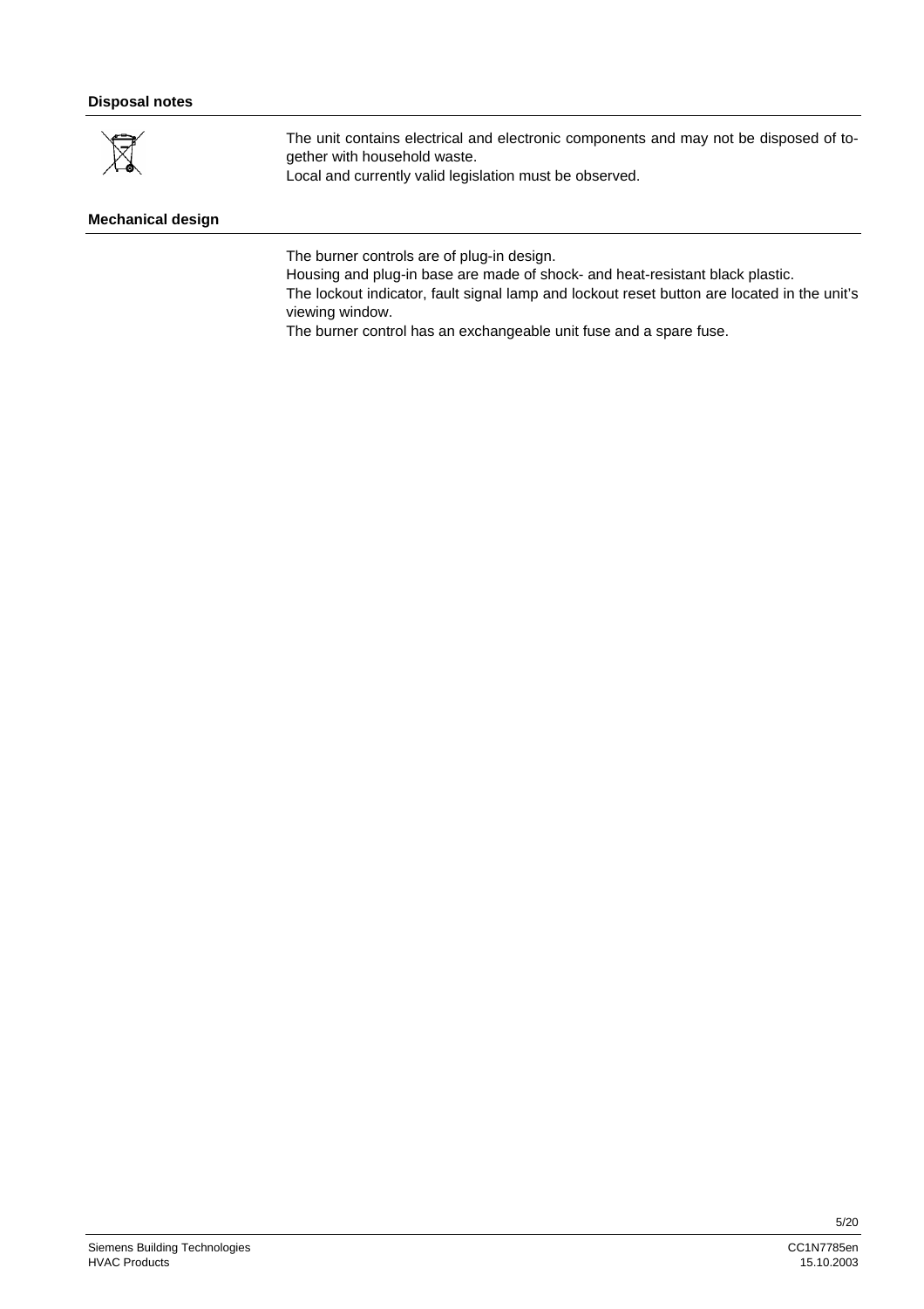## Disposal notes

The unit contains electrical and electronic components and may not be disposed of together with household waste.
Local and currently valid legislation must be observed.

## Mechanical design

The burner controls are of plug-in design.
Housing and plug-in base are made of shock- and heat-resistant black plastic.
The lockout indicator, fault signal lamp and lockout reset button are located in the unit's viewing window.
The burner control has an exchangeable unit fuse and a spare fuse.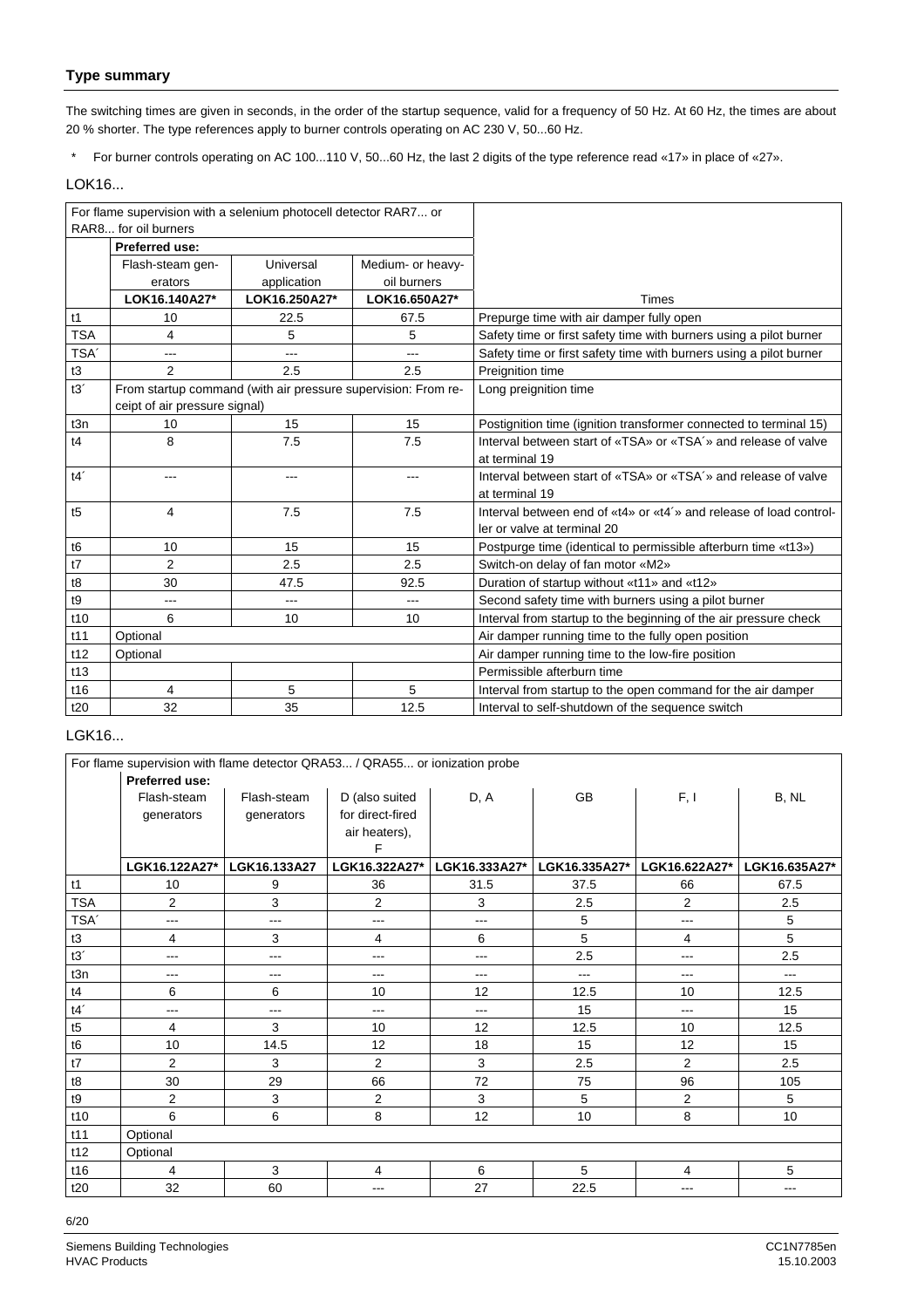## Type summary

The switching times are given in seconds, in the order of the startup sequence, valid for a frequency of 50 Hz. At 60 Hz, the times are about 20 % shorter. The type references apply to burner controls operating on AC 230 V, 50...60 Hz.

\* For burner controls operating on AC 100...110 V, 50...60 Hz, the last 2 digits of the type reference read «17» in place of «27».

### LOK16...

| For flame supervision with a selenium photocell detector RAR7... or RAR8... for oil burners | | | | |
|---|---|---|---|---|
| | **Preferred use:** | | | |
| | Flash-steam generators | Universal application | Medium- or heavy-oil burners | |
| | **LOK16.140A27\*** | **LOK16.250A27\*** | **LOK16.650A27\*** | Times |
| t1 | 10 | 22.5 | 67.5 | Prepurge time with air damper fully open |
| TSA | 4 | 5 | 5 | Safety time or first safety time with burners using a pilot burner |
| TSA´ | --- | --- | --- | Safety time or first safety time with burners using a pilot burner |
| t3 | 2 | 2.5 | 2.5 | Preignition time |
| t3´ | From startup command (with air pressure supervision: From receipt of air pressure signal) | | | Long preignition time |
| t3n | 10 | 15 | 15 | Postignition time (ignition transformer connected to terminal 15) |
| t4 | 8 | 7.5 | 7.5 | Interval between start of «TSA» or «TSA´» and release of valve at terminal 19 |
| t4´ | --- | --- | --- | Interval between start of «TSA» or «TSA´» and release of valve at terminal 19 |
| t5 | 4 | 7.5 | 7.5 | Interval between end of «t4» or «t4´» and release of load controller or valve at terminal 20 |
| t6 | 10 | 15 | 15 | Postpurge time (identical to permissible afterburn time «t13») |
| t7 | 2 | 2.5 | 2.5 | Switch-on delay of fan motor «M2» |
| t8 | 30 | 47.5 | 92.5 | Duration of startup without «t11» and «t12» |
| t9 | --- | --- | --- | Second safety time with burners using a pilot burner |
| t10 | 6 | 10 | 10 | Interval from startup to the beginning of the air pressure check |
| t11 | Optional | | | Air damper running time to the fully open position |
| t12 | Optional | | | Air damper running time to the low-fire position |
| t13 | | | | Permissible afterburn time |
| t16 | 4 | 5 | 5 | Interval from startup to the open command for the air damper |
| t20 | 32 | 35 | 12.5 | Interval to self-shutdown of the sequence switch |

### LGK16...

| For flame supervision with flame detector QRA53... / QRA55... or ionization probe | | | | | | | |
|---|---|---|---|---|---|---|---|
| | **Preferred use:** | | | | | | |
| | Flash-steam generators | Flash-steam generators | D (also suited for direct-fired air heaters), F | D, A | GB | F, I | B, NL |
| | **LGK16.122A27\*** | **LGK16.133A27** | **LGK16.322A27\*** | **LGK16.333A27\*** | **LGK16.335A27\*** | **LGK16.622A27\*** | **LGK16.635A27\*** |
| t1 | 10 | 9 | 36 | 31.5 | 37.5 | 66 | 67.5 |
| TSA | 2 | 3 | 2 | 3 | 2.5 | 2 | 2.5 |
| TSA´ | --- | --- | --- | --- | 5 | --- | 5 |
| t3 | 4 | 3 | 4 | 6 | 5 | 4 | 5 |
| t3´ | --- | --- | --- | --- | 2.5 | --- | 2.5 |
| t3n | --- | --- | --- | --- | --- | --- | --- |
| t4 | 6 | 6 | 10 | 12 | 12.5 | 10 | 12.5 |
| t4´ | --- | --- | --- | --- | 15 | --- | 15 |
| t5 | 4 | 3 | 10 | 12 | 12.5 | 10 | 12.5 |
| t6 | 10 | 14.5 | 12 | 18 | 15 | 12 | 15 |
| t7 | 2 | 3 | 2 | 3 | 2.5 | 2 | 2.5 |
| t8 | 30 | 29 | 66 | 72 | 75 | 96 | 105 |
| t9 | 2 | 3 | 2 | 3 | 5 | 2 | 5 |
| t10 | 6 | 6 | 8 | 12 | 10 | 8 | 10 |
| t11 | Optional | | | | | | |
| t12 | Optional | | | | | | |
| t16 | 4 | 3 | 4 | 6 | 5 | 4 | 5 |
| t20 | 32 | 60 | --- | 27 | 22.5 | --- | --- |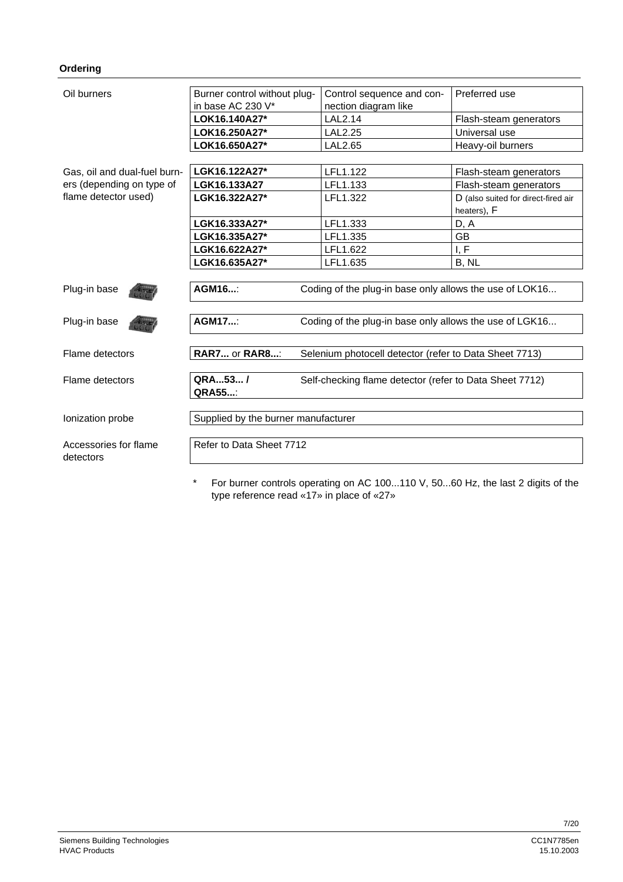## Ordering

**Oil burners**

| Burner control without plug-in base AC 230 V* | Control sequence and connection diagram like | Preferred use |
|---|---|---|
| **LOK16.140A27*** | LAL2.14 | Flash-steam generators |
| **LOK16.250A27*** | LAL2.25 | Universal use |
| **LOK16.650A27*** | LAL2.65 | Heavy-oil burners |

**Gas, oil and dual-fuel burners (depending on type of flame detector used)**

| Burner control | Control sequence and connection diagram like | Preferred use |
|---|---|---|
| **LGK16.122A27*** | LFL1.122 | Flash-steam generators |
| **LGK16.133A27** | LFL1.133 | Flash-steam generators |
| **LGK16.322A27*** | LFL1.322 | D (also suited for direct-fired air heaters), F |
| **LGK16.333A27*** | LFL1.333 | D, A |
| **LGK16.335A27*** | LFL1.335 | GB |
| **LGK16.622A27*** | LFL1.622 | I, F |
| **LGK16.635A27*** | LFL1.635 | B, NL |

| | | |
|---|---|---|
| Plug-in base | **AGM16...**: | Coding of the plug-in base only allows the use of LOK16... |
| Plug-in base | **AGM17...**: | Coding of the plug-in base only allows the use of LGK16... |
| Flame detectors | **RAR7...** or **RAR8...**: | Selenium photocell detector (refer to Data Sheet 7713) |
| Flame detectors | **QRA...53... / QRA55...**: | Self-checking flame detector (refer to Data Sheet 7712) |
| Ionization probe | Supplied by the burner manufacturer | |
| Accessories for flame detectors | Refer to Data Sheet 7712 | |

* For burner controls operating on AC 100...110 V, 50...60 Hz, the last 2 digits of the type reference read «17» in place of «27»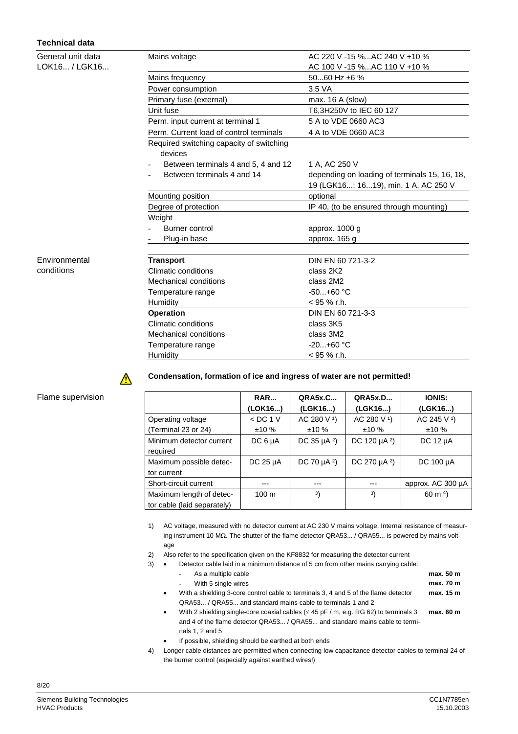## Technical data

### General unit data LOK16... / LGK16...

| | |
|---|---|
| Mains voltage | AC 220 V -15 %...AC 240 V +10 %<br>AC 100 V -15 %...AC 110 V +10 % |
| Mains frequency | 50...60 Hz ±6 % |
| Power consumption | 3.5 VA |
| Primary fuse (external) | max. 16 A (slow) |
| Unit fuse | T6,3H250V to IEC 60 127 |
| Perm. input current at terminal 1 | 5 A to VDE 0660 AC3 |
| Perm. Current load of control terminals | 4 A to VDE 0660 AC3 |
| Required switching capacity of switching devices | |
| - Between terminals 4 and 5, 4 and 12 | 1 A, AC 250 V |
| - Between terminals 4 and 14 | depending on loading of terminals 15, 16, 18, 19 (LGK16...: 16...19), min. 1 A, AC 250 V |
| Mounting position | optional |
| Degree of protection | IP 40, (to be ensured through mounting) |
| Weight | |
| - Burner control | approx. 1000 g |
| - Plug-in base | approx. 165 g |

### Environmental conditions

| | |
|---|---|
| **Transport** | DIN EN 60 721-3-2 |
| Climatic conditions | class 2K2 |
| Mechanical conditions | class 2M2 |
| Temperature range | -50...+60 °C |
| Humidity | < 95 % r.h. |
| **Operation** | DIN EN 60 721-3-3 |
| Climatic conditions | class 3K5 |
| Mechanical conditions | class 3M2 |
| Temperature range | -20...+60 °C |
| Humidity | < 95 % r.h. |

⚠ **Condensation, formation of ice and ingress of water are not permitted!**

### Flame supervision

| | RAR... (LOK16...) | QRA5x.C... (LGK16...) | QRA5x.D... (LGK16...) | IONIS: (LGK16...) |
|---|---|---|---|---|
| Operating voltage (Terminal 23 or 24) | < DC 1 V ±10 % | AC 280 V [1] ±10 % | AC 280 V [1] ±10 % | AC 245 V [1] ±10 % |
| Minimum detector current required | DC 6 µA | DC 35 µA [2] | DC 120 µA [2] | DC 12 µA |
| Maximum possible detector current | DC 25 µA | DC 70 µA [2] | DC 270 µA [2] | DC 100 µA |
| Short-circuit current | --- | --- | --- | approx. AC 300 µA |
| Maximum length of detector cable (laid separately) | 100 m | [3] | [3] | 60 m [4] |

1) AC voltage, measured with no detector current at AC 230 V mains voltage. Internal resistance of measuring instrument 10 MΩ. The shutter of the flame detector QRA53... / QRA55... is powered by mains voltage

2) Also refer to the specification given on the KF8832 for measuring the detector current

3)
- Detector cable laid in a minimum distance of 5 cm from other mains carrying cable:
  - As a multiple cable **max. 50 m**
  - With 5 single wires **max. 70 m**
- With a shielding 3-core control cable to terminals 3, 4 and 5 of the flame detector QRA53... / QRA55... and standard mains cable to terminals 1 and 2 **max. 15 m**
- With 2 shielding single-core coaxial cables (≤ 45 pF / m, e.g. RG 62) to terminals 3 and 4 of the flame detector QRA53... / QRA55... and standard mains cable to terminals 1, 2 and 5 **max. 60 m**
- If possible, shielding should be earthed at both ends

4) Longer cable distances are permitted when connecting low capacitance detector cables to terminal 24 of the burner control (especially against earthed wires!)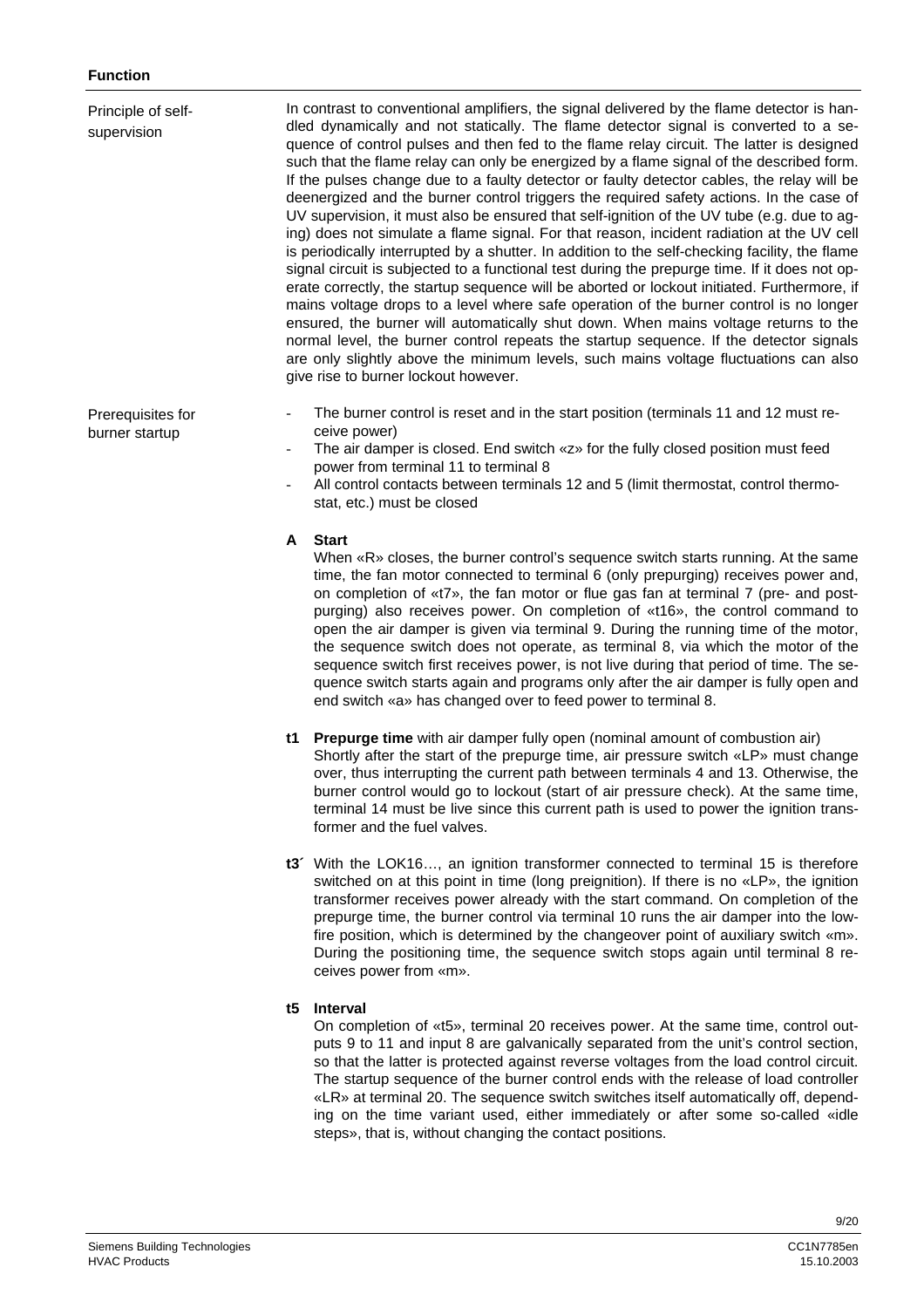## Function

### Principle of self-supervision

In contrast to conventional amplifiers, the signal delivered by the flame detector is handled dynamically and not statically. The flame detector signal is converted to a sequence of control pulses and then fed to the flame relay circuit. The latter is designed such that the flame relay can only be energized by a flame signal of the described form. If the pulses change due to a faulty detector or faulty detector cables, the relay will be deenergized and the burner control triggers the required safety actions. In the case of UV supervision, it must also be ensured that self-ignition of the UV tube (e.g. due to aging) does not simulate a flame signal. For that reason, incident radiation at the UV cell is periodically interrupted by a shutter. In addition to the self-checking facility, the flame signal circuit is subjected to a functional test during the prepurge time. If it does not operate correctly, the startup sequence will be aborted or lockout initiated. Furthermore, if mains voltage drops to a level where safe operation of the burner control is no longer ensured, the burner will automatically shut down. When mains voltage returns to the normal level, the burner control repeats the startup sequence. If the detector signals are only slightly above the minimum levels, such mains voltage fluctuations can also give rise to burner lockout however.

### Prerequisites for burner startup

- The burner control is reset and in the start position (terminals 11 and 12 must receive power)
- The air damper is closed. End switch «z» for the fully closed position must feed power from terminal 11 to terminal 8
- All control contacts between terminals 12 and 5 (limit thermostat, control thermostat, etc.) must be closed

**A Start**
When «R» closes, the burner control's sequence switch starts running. At the same time, the fan motor connected to terminal 6 (only prepurging) receives power and, on completion of «t7», the fan motor or flue gas fan at terminal 7 (pre- and postpurging) also receives power. On completion of «t16», the control command to open the air damper is given via terminal 9. During the running time of the motor, the sequence switch does not operate, as terminal 8, via which the motor of the sequence switch first receives power, is not live during that period of time. The sequence switch starts again and programs only after the air damper is fully open and end switch «a» has changed over to feed power to terminal 8.

**t1 Prepurge time** with air damper fully open (nominal amount of combustion air)
Shortly after the start of the prepurge time, air pressure switch «LP» must change over, thus interrupting the current path between terminals 4 and 13. Otherwise, the burner control would go to lockout (start of air pressure check). At the same time, terminal 14 must be live since this current path is used to power the ignition transformer and the fuel valves.

**t3´** With the LOK16…, an ignition transformer connected to terminal 15 is therefore switched on at this point in time (long preignition). If there is no «LP», the ignition transformer receives power already with the start command. On completion of the prepurge time, the burner control via terminal 10 runs the air damper into the low-fire position, which is determined by the changeover point of auxiliary switch «m». During the positioning time, the sequence switch stops again until terminal 8 receives power from «m».

**t5 Interval**
On completion of «t5», terminal 20 receives power. At the same time, control outputs 9 to 11 and input 8 are galvanically separated from the unit's control section, so that the latter is protected against reverse voltages from the load control circuit. The startup sequence of the burner control ends with the release of load controller «LR» at terminal 20. The sequence switch switches itself automatically off, depending on the time variant used, either immediately or after some so-called «idle steps», that is, without changing the contact positions.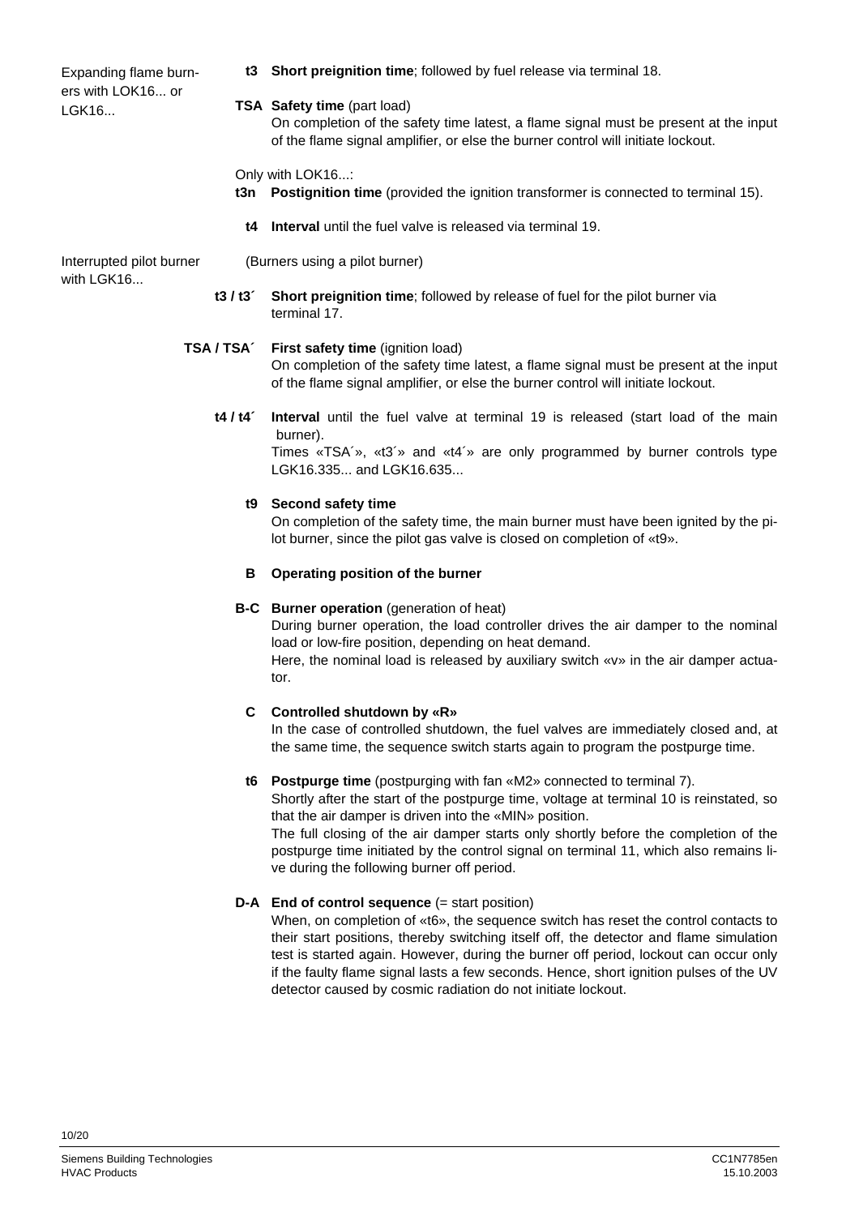**Expanding flame burners with LOK16... or LGK16...**

**t3** **Short preignition time**; followed by fuel release via terminal 18.

**TSA** **Safety time** (part load)
On completion of the safety time latest, a flame signal must be present at the input of the flame signal amplifier, or else the burner control will initiate lockout.

Only with LOK16...:

**t3n** **Postignition time** (provided the ignition transformer is connected to terminal 15).

**t4** **Interval** until the fuel valve is released via terminal 19.

**Interrupted pilot burner with LGK16...**

(Burners using a pilot burner)

**t3 / t3´** **Short preignition time**; followed by release of fuel for the pilot burner via terminal 17.

**TSA / TSA´** **First safety time** (ignition load)
On completion of the safety time latest, a flame signal must be present at the input of the flame signal amplifier, or else the burner control will initiate lockout.

**t4 / t4´** **Interval** until the fuel valve at terminal 19 is released (start load of the main burner).
Times «TSA´», «t3´» and «t4´» are only programmed by burner controls type LGK16.335... and LGK16.635...

**t9** **Second safety time**
On completion of the safety time, the main burner must have been ignited by the pilot burner, since the pilot gas valve is closed on completion of «t9».

**B** **Operating position of the burner**

**B-C** **Burner operation** (generation of heat)
During burner operation, the load controller drives the air damper to the nominal load or low-fire position, depending on heat demand.
Here, the nominal load is released by auxiliary switch «v» in the air damper actuator.

**C** **Controlled shutdown by «R»**
In the case of controlled shutdown, the fuel valves are immediately closed and, at the same time, the sequence switch starts again to program the postpurge time.

**t6** **Postpurge time** (postpurging with fan «M2» connected to terminal 7).
Shortly after the start of the postpurge time, voltage at terminal 10 is reinstated, so that the air damper is driven into the «MIN» position.
The full closing of the air damper starts only shortly before the completion of the postpurge time initiated by the control signal on terminal 11, which also remains live during the following burner off period.

**D-A** **End of control sequence** (= start position)
When, on completion of «t6», the sequence switch has reset the control contacts to their start positions, thereby switching itself off, the detector and flame simulation test is started again. However, during the burner off period, lockout can occur only if the faulty flame signal lasts a few seconds. Hence, short ignition pulses of the UV detector caused by cosmic radiation do not initiate lockout.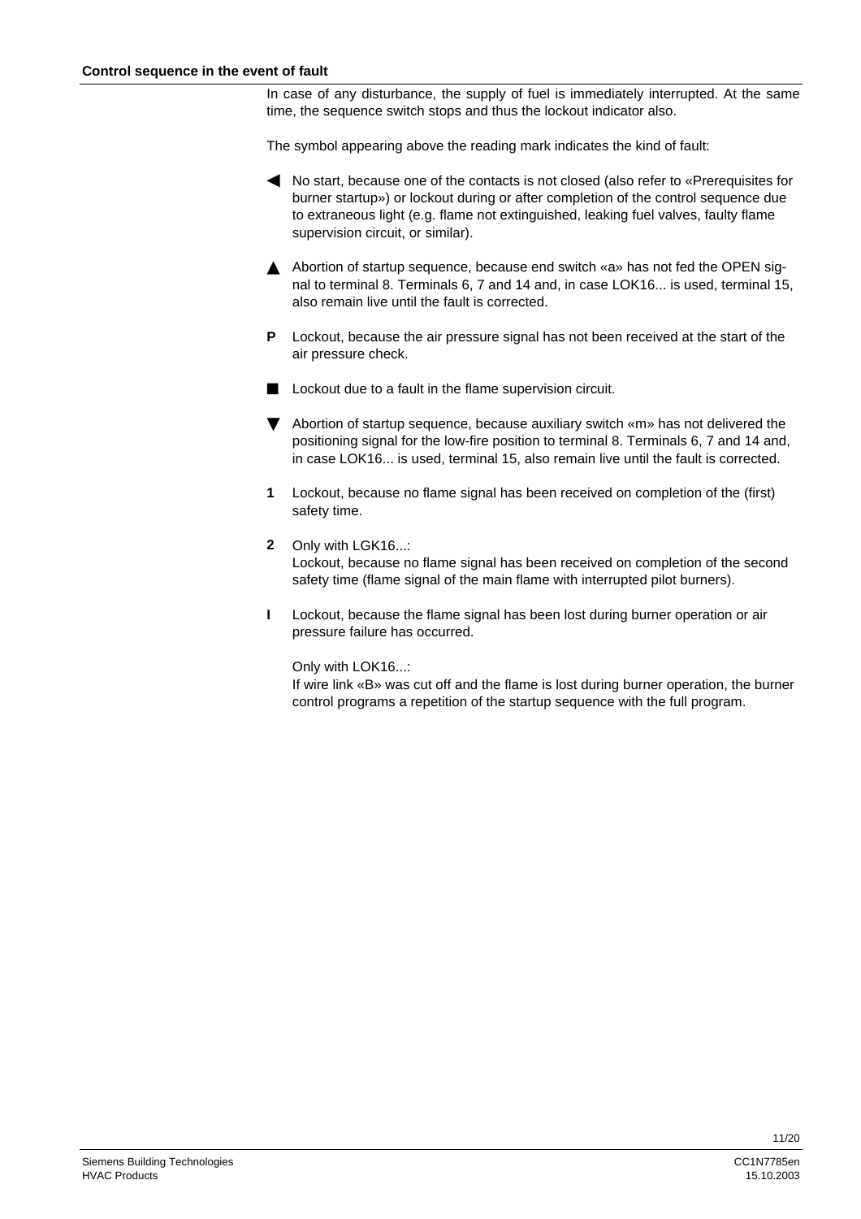## Control sequence in the event of fault

In case of any disturbance, the supply of fuel is immediately interrupted. At the same time, the sequence switch stops and thus the lockout indicator also.

The symbol appearing above the reading mark indicates the kind of fault:

◀ No start, because one of the contacts is not closed (also refer to «Prerequisites for burner startup») or lockout during or after completion of the control sequence due to extraneous light (e.g. flame not extinguished, leaking fuel valves, faulty flame supervision circuit, or similar).

▲ Abortion of startup sequence, because end switch «a» has not fed the OPEN signal to terminal 8. Terminals 6, 7 and 14 and, in case LOK16... is used, terminal 15, also remain live until the fault is corrected.

**P** Lockout, because the air pressure signal has not been received at the start of the air pressure check.

■ Lockout due to a fault in the flame supervision circuit.

▼ Abortion of startup sequence, because auxiliary switch «m» has not delivered the positioning signal for the low-fire position to terminal 8. Terminals 6, 7 and 14 and, in case LOK16... is used, terminal 15, also remain live until the fault is corrected.

**1** Lockout, because no flame signal has been received on completion of the (first) safety time.

**2** Only with LGK16...:
Lockout, because no flame signal has been received on completion of the second safety time (flame signal of the main flame with interrupted pilot burners).

**I** Lockout, because the flame signal has been lost during burner operation or air pressure failure has occurred.

Only with LOK16...:
If wire link «B» was cut off and the flame is lost during burner operation, the burner control programs a repetition of the startup sequence with the full program.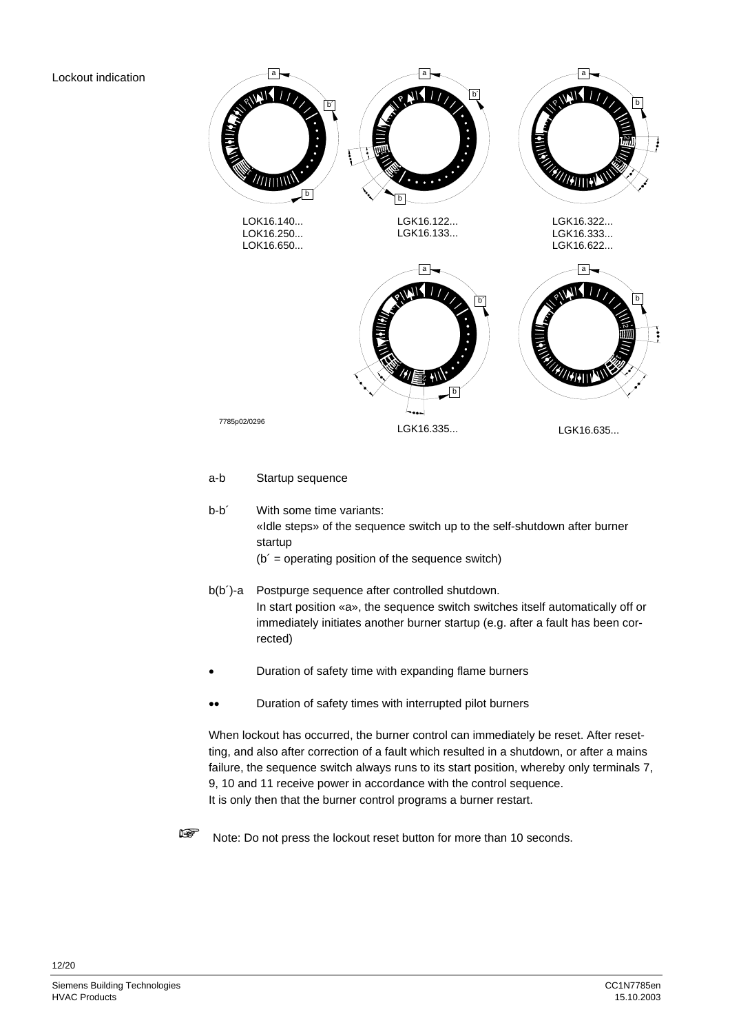Lockout indication

LOK16.140...
LOK16.250...
LOK16.650...

LGK16.122...
LGK16.133...

LGK16.322...
LGK16.333...
LGK16.622...

7785p02/0296

LGK16.335...

LGK16.635...

a-b Startup sequence

b-b´ With some time variants:
«Idle steps» of the sequence switch up to the self-shutdown after burner startup
(b´ = operating position of the sequence switch)

b(b´)-a Postpurge sequence after controlled shutdown.
In start position «a», the sequence switch switches itself automatically off or immediately initiates another burner startup (e.g. after a fault has been corrected)

• Duration of safety time with expanding flame burners

•• Duration of safety times with interrupted pilot burners

When lockout has occurred, the burner control can immediately be reset. After resetting, and also after correction of a fault which resulted in a shutdown, or after a mains failure, the sequence switch always runs to its start position, whereby only terminals 7, 9, 10 and 11 receive power in accordance with the control sequence.
It is only then that the burner control programs a burner restart.

Note: Do not press the lockout reset button for more than 10 seconds.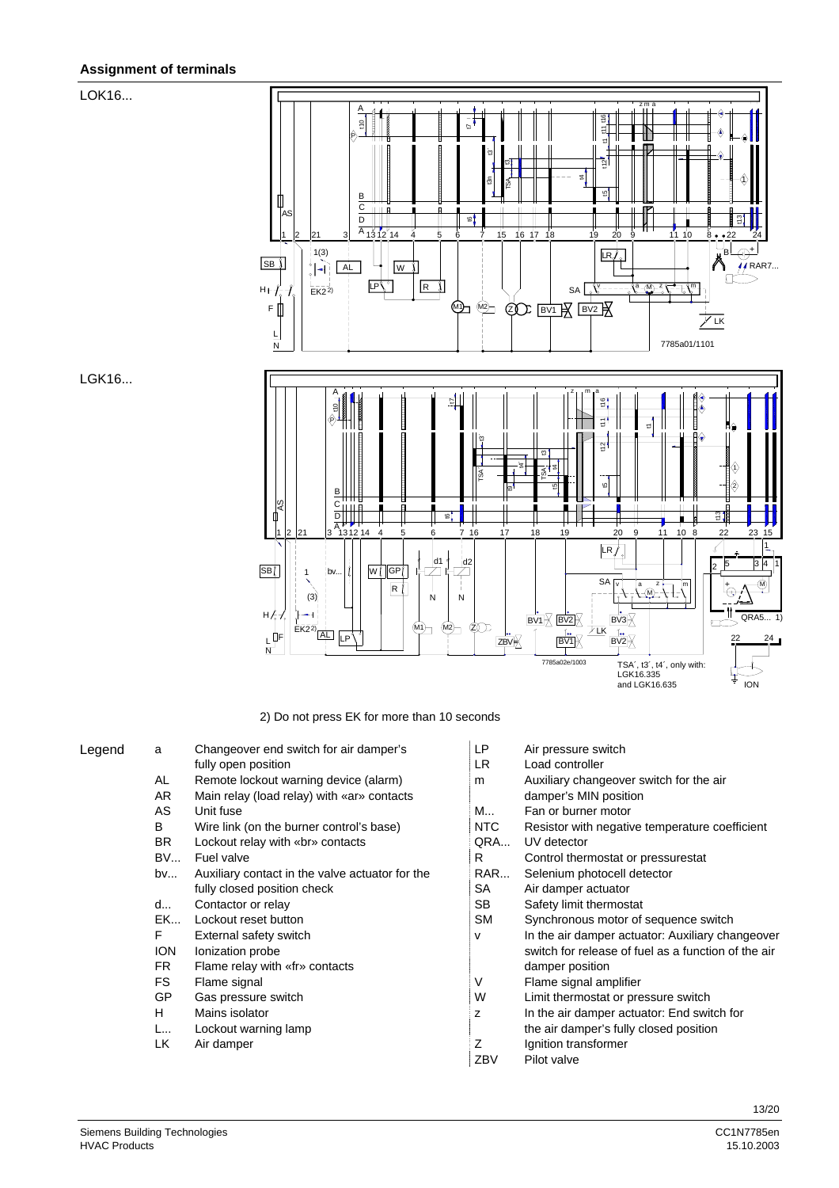### Assignment of terminals

LOK16...

LGK16...

2) Do not press EK for more than 10 seconds

Legend

| | | | |
|---|---|---|---|
| a | Changeover end switch for air damper's fully open position | LP | Air pressure switch |
| AL | Remote lockout warning device (alarm) | LR | Load controller |
| AR | Main relay (load relay) with «ar» contacts | m | Auxiliary changeover switch for the air damper's MIN position |
| AS | Unit fuse | M... | Fan or burner motor |
| B | Wire link (on the burner control's base) | NTC | Resistor with negative temperature coefficient |
| BR | Lockout relay with «br» contacts | QRA... | UV detector |
| BV... | Fuel valve | R | Control thermostat or pressurestat |
| bv... | Auxiliary contact in the valve actuator for the fully closed position check | RAR... | Selenium photocell detector |
| d... | Contactor or relay | SA | Air damper actuator |
| EK... | Lockout reset button | SB | Safety limit thermostat |
| F | External safety switch | SM | Synchronous motor of sequence switch |
| ION | Ionization probe | v | In the air damper actuator: Auxiliary changeover switch for release of fuel as a function of the air damper position |
| FR | Flame relay with «fr» contacts | V | Flame signal amplifier |
| FS | Flame signal | W | Limit thermostat or pressure switch |
| GP | Gas pressure switch | z | In the air damper actuator: End switch for the air damper's fully closed position |
| H | Mains isolator | Z | Ignition transformer |
| L... | Lockout warning lamp | ZBV | Pilot valve |
| LK | Air damper | | |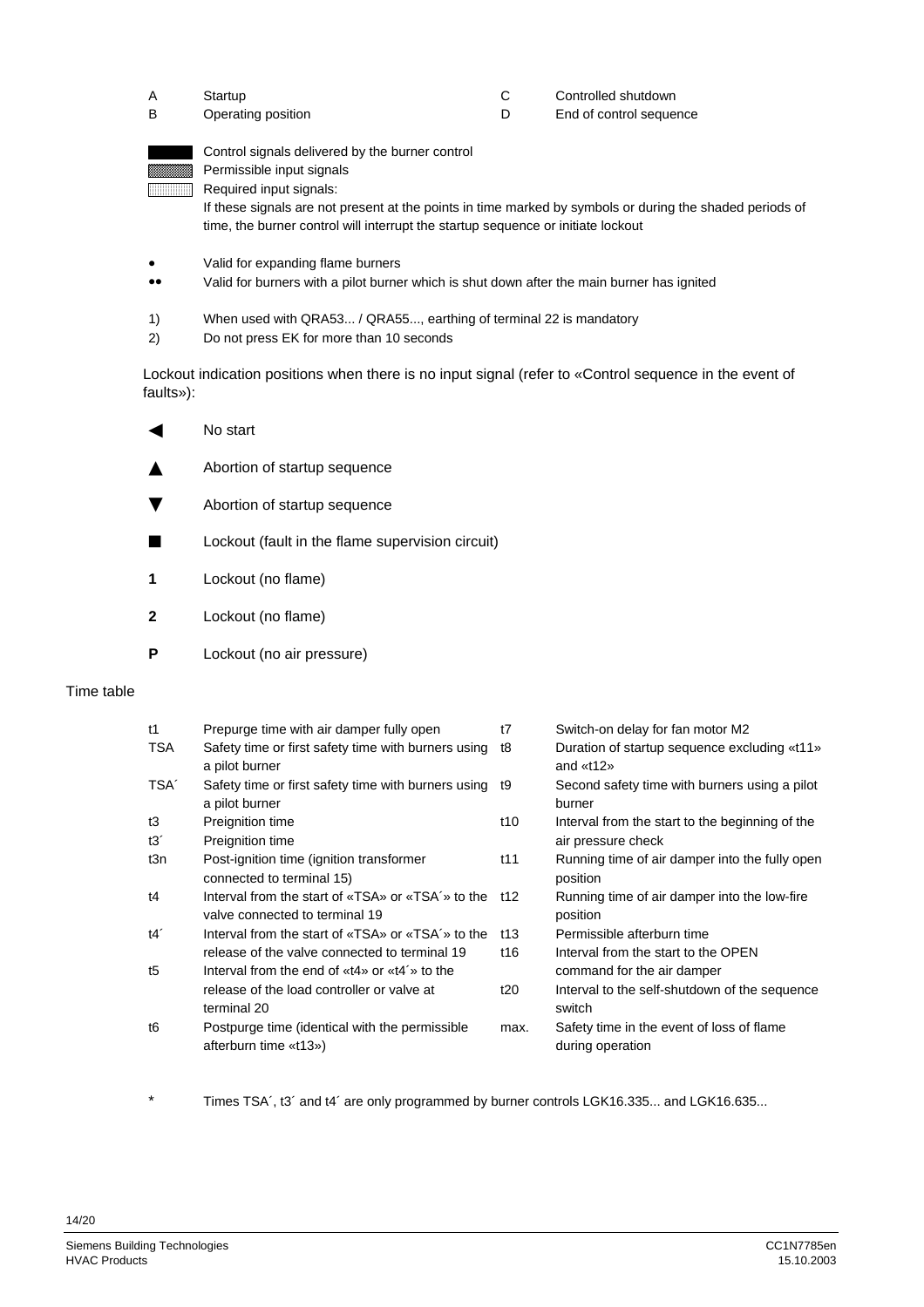| | | | |
|---|---|---|---|
| A | Startup | C | Controlled shutdown |
| B | Operating position | D | End of control sequence |

■ Control signals delivered by the burner control

▒ Permissible input signals

░ Required input signals:
If these signals are not present at the points in time marked by symbols or during the shaded periods of time, the burner control will interrupt the startup sequence or initiate lockout

- • Valid for expanding flame burners
- •• Valid for burners with a pilot burner which is shut down after the main burner has ignited

1) When used with QRA53... / QRA55..., earthing of terminal 22 is mandatory
2) Do not press EK for more than 10 seconds

Lockout indication positions when there is no input signal (refer to «Control sequence in the event of faults»):

| | |
|---|---|
| ◀ | No start |
| ▲ | Abortion of startup sequence |
| ▼ | Abortion of startup sequence |
| ■ | Lockout (fault in the flame supervision circuit) |
| **1** | Lockout (no flame) |
| **2** | Lockout (no flame) |
| **P** | Lockout (no air pressure) |

Time table

| | | | |
|---|---|---|---|
| t1 | Prepurge time with air damper fully open | t7 | Switch-on delay for fan motor M2 |
| TSA | Safety time or first safety time with burners using a pilot burner | t8 | Duration of startup sequence excluding «t11» and «t12» |
| TSA´ | Safety time or first safety time with burners using a pilot burner | t9 | Second safety time with burners using a pilot burner |
| t3 | Preignition time | t10 | Interval from the start to the beginning of the air pressure check |
| t3´ | Preignition time | | |
| t3n | Post-ignition time (ignition transformer connected to terminal 15) | t11 | Running time of air damper into the fully open position |
| t4 | Interval from the start of «TSA» or «TSA´» to the valve connected to terminal 19 | t12 | Running time of air damper into the low-fire position |
| t4´ | Interval from the start of «TSA» or «TSA´» to the release of the valve connected to terminal 19 | t13 | Permissible afterburn time |
| | | t16 | Interval from the start to the OPEN command for the air damper |
| t5 | Interval from the end of «t4» or «t4´» to the release of the load controller or valve at terminal 20 | t20 | Interval to the self-shutdown of the sequence switch |
| t6 | Postpurge time (identical with the permissible afterburn time «t13») | max. | Safety time in the event of loss of flame during operation |

* Times TSA´, t3´ and t4´ are only programmed by burner controls LGK16.335... and LGK16.635...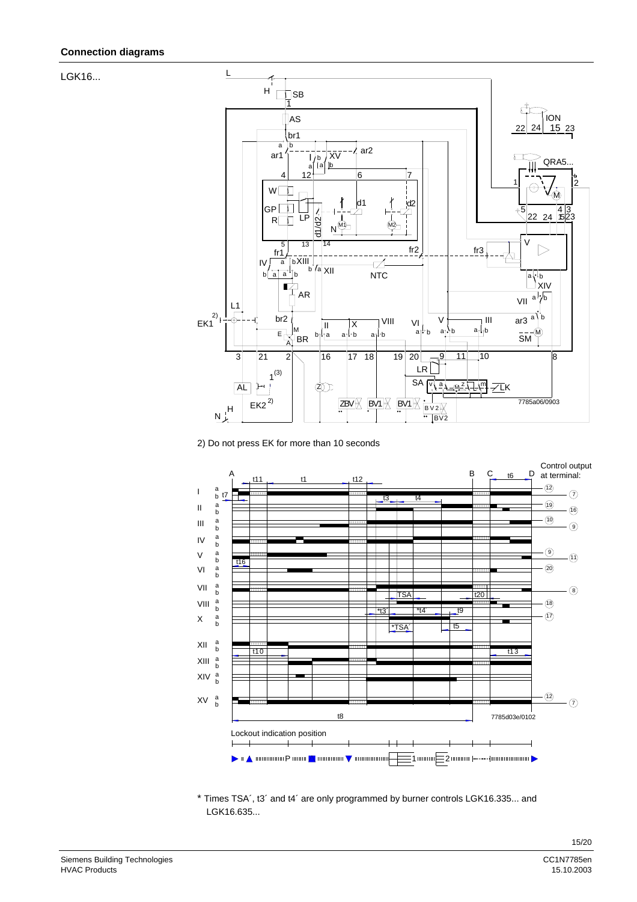## Connection diagrams

LGK16...

2) Do not press EK for more than 10 seconds

\* Times TSA´, t3´ and t4´ are only programmed by burner controls LGK16.335... and LGK16.635...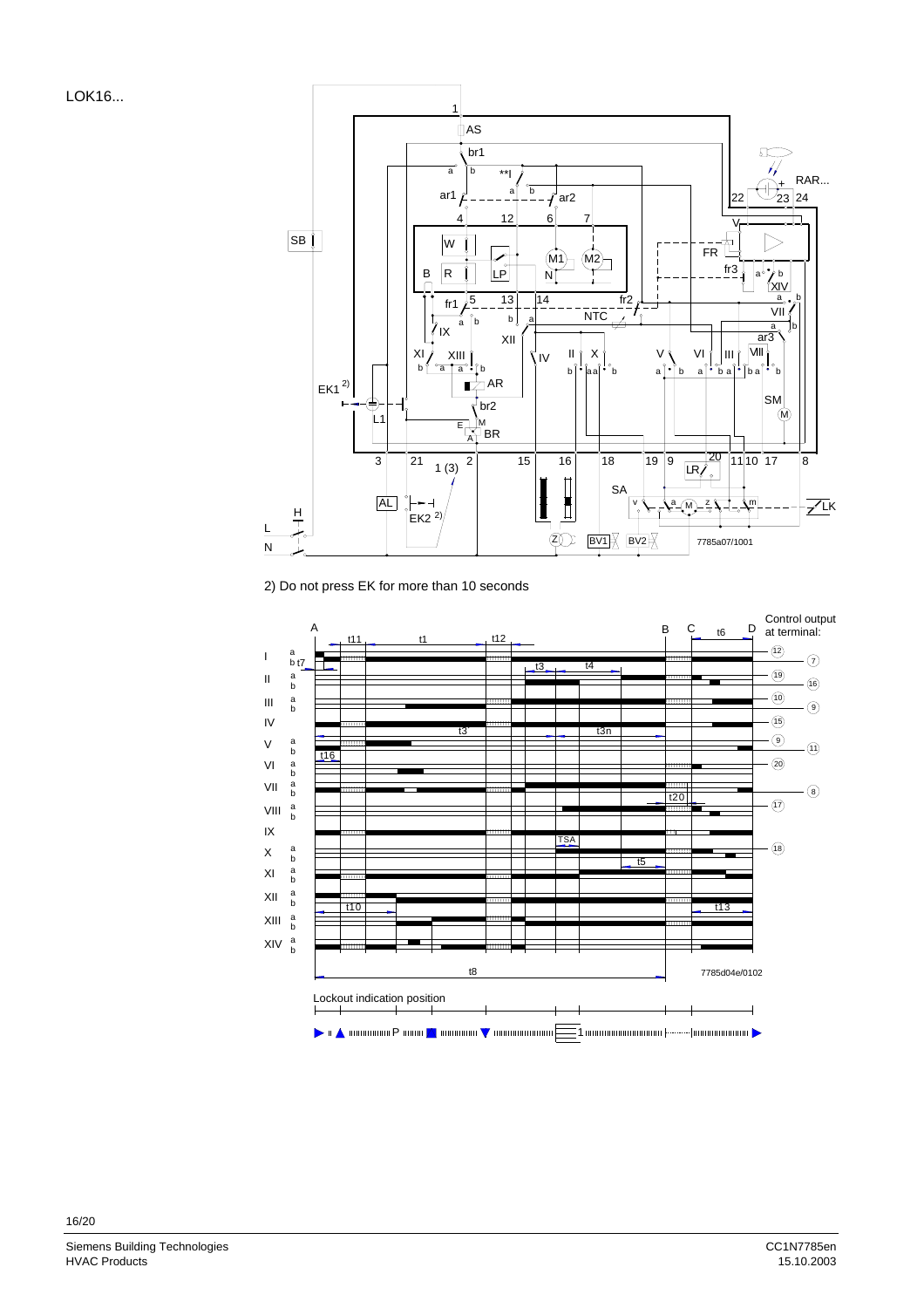LOK16...

2) Do not press EK for more than 10 seconds

Lockout indication position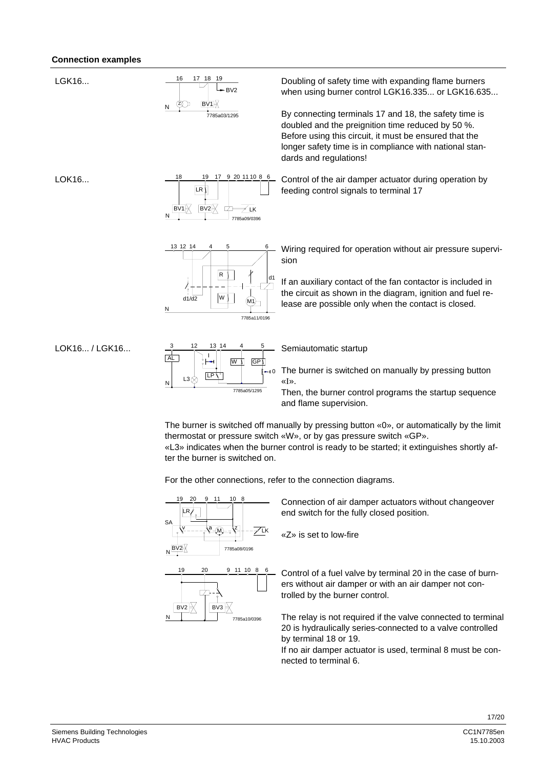## Connection examples

LGK16...

Doubling of safety time with expanding flame burners when using burner control LGK16.335... or LGK16.635...

By connecting terminals 17 and 18, the safety time is doubled and the preignition time reduced by 50 %. Before using this circuit, it must be ensured that the longer safety time is in compliance with national standards and regulations!

LOK16...

Control of the air damper actuator during operation by feeding control signals to terminal 17

Wiring required for operation without air pressure supervision

If an auxiliary contact of the fan contactor is included in the circuit as shown in the diagram, ignition and fuel release are possible only when the contact is closed.

LOK16... / LGK16...

Semiautomatic startup

The burner is switched on manually by pressing button «I».
Then, the burner control programs the startup sequence and flame supervision.

The burner is switched off manually by pressing button «0», or automatically by the limit thermostat or pressure switch «W», or by gas pressure switch «GP».
«L3» indicates when the burner control is ready to be started; it extinguishes shortly after the burner is switched on.

For the other connections, refer to the connection diagrams.

Connection of air damper actuators without changeover end switch for the fully closed position.

«Z» is set to low-fire

Control of a fuel valve by terminal 20 in the case of burners without air damper or with an air damper not controlled by the burner control.

The relay is not required if the valve connected to terminal 20 is hydraulically series-connected to a valve controlled by terminal 18 or 19.
If no air damper actuator is used, terminal 8 must be connected to terminal 6.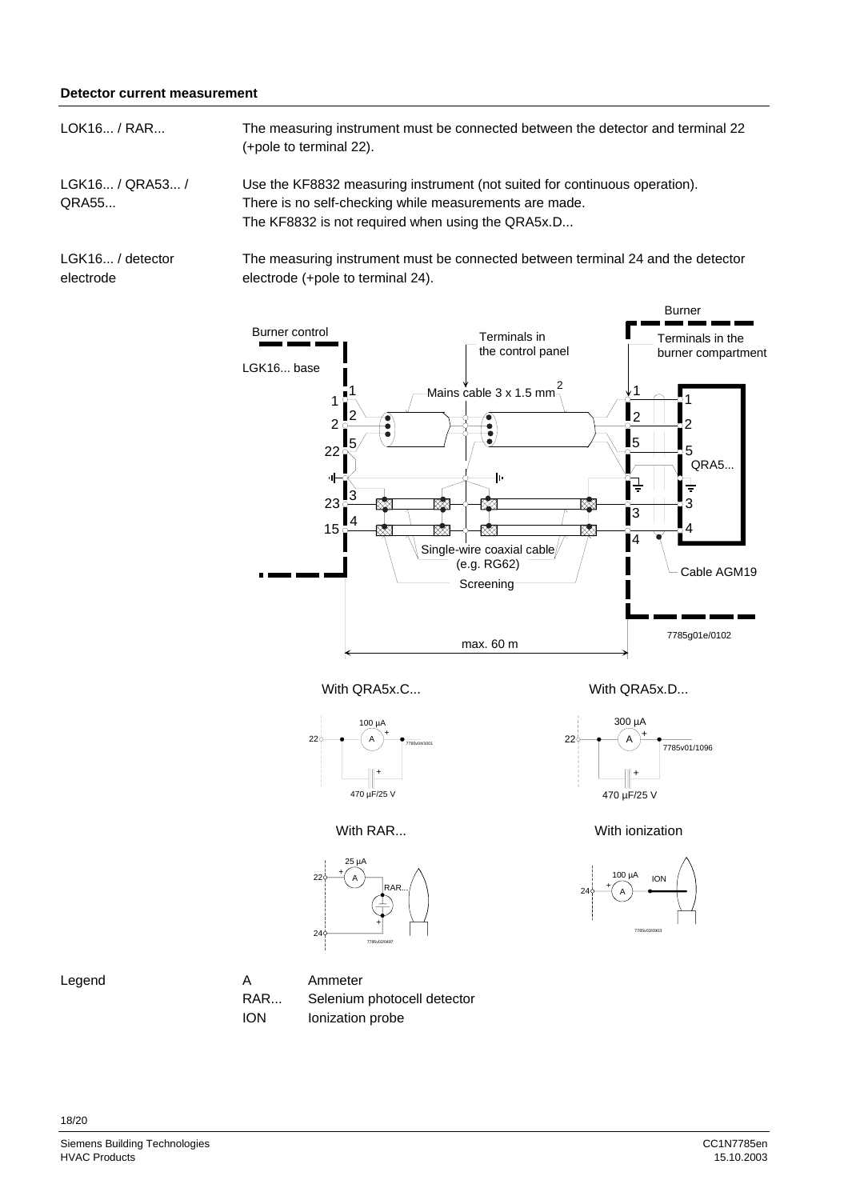**Detector current measurement**

| | |
|---|---|
| LOK16... / RAR... | The measuring instrument must be connected between the detector and terminal 22 (+pole to terminal 22). |
| LGK16... / QRA53... / QRA55... | Use the KF8832 measuring instrument (not suited for continuous operation). There is no self-checking while measurements are made. The KF8832 is not required when using the QRA5x.D... |
| LGK16... / detector electrode | The measuring instrument must be connected between terminal 24 and the detector electrode (+pole to terminal 24). |

With QRA5x.C...

With QRA5x.D...

With RAR...

With ionization

Legend

| | |
|---|---|
| A | Ammeter |
| RAR... | Selenium photocell detector |
| ION | Ionization probe |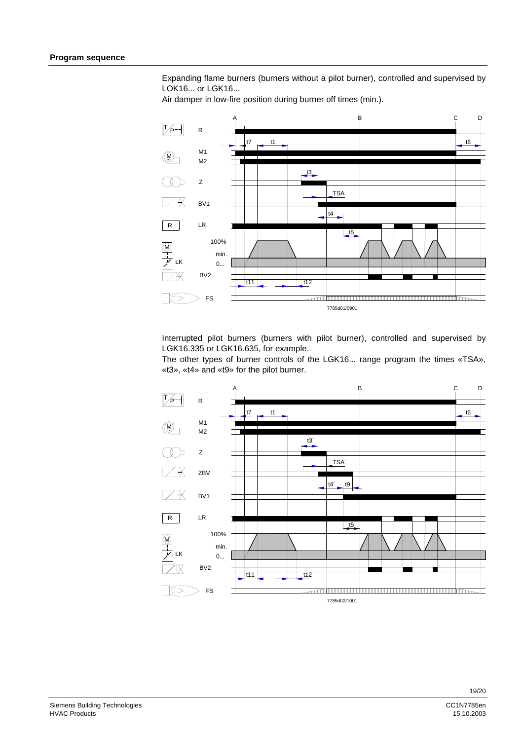## Program sequence

Expanding flame burners (burners without a pilot burner), controlled and supervised by LOK16... or LGK16...

Air damper in low-fire position during burner off times (min.).

7785d01/0901

Interrupted pilot burners (burners with pilot burner), controlled and supervised by LGK16.335 or LGK16.635, for example.

The other types of burner controls of the LGK16... range program the times «TSA», «t3», «t4» and «t9» for the pilot burner.

7785d02/1001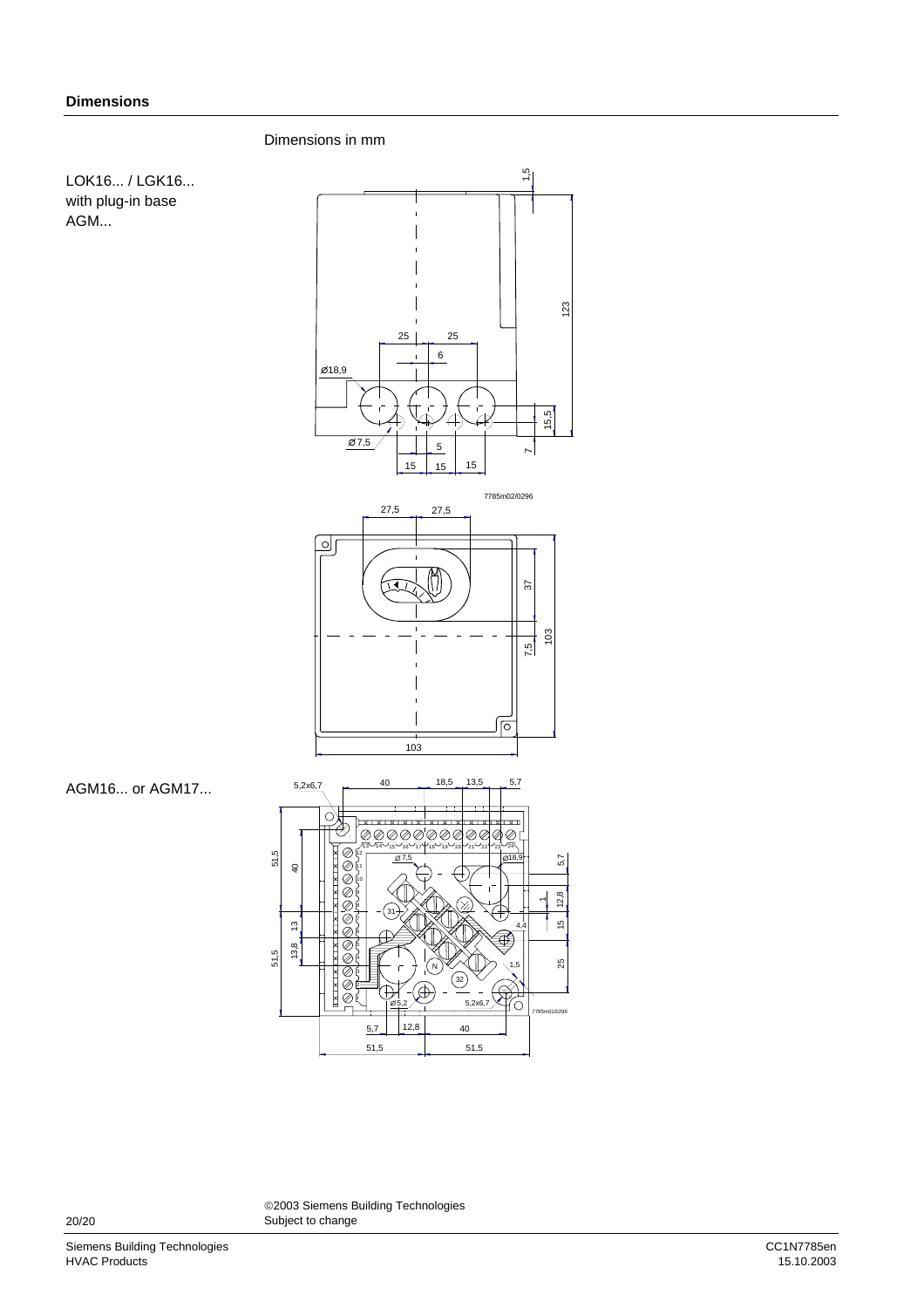## Dimensions

Dimensions in mm

LOK16... / LGK16...
with plug-in base
AGM...

1,5
123
25
25
6
Ø18,9
15,5
7
Ø7,5
5
15
15
15

7785m02/0296

27,5
27,5
37
7,5
103
103

AGM16... or AGM17...

5,2x6,7
40
18,5
13,5
5,7
Ø7,5
Ø18,9
5,7
51,5
40
1
12,8
31
15
13
4,4
13,8
51,5
25
N
1,5
32
Ø5,2
5,2x6,7
7785m01/0296
5,7
12,8
40
51,5
51,5

©2003 Siemens Building Technologies
Subject to change

Siemens Building Technologies
HVAC Products

CC1N7785en
15.10.2003